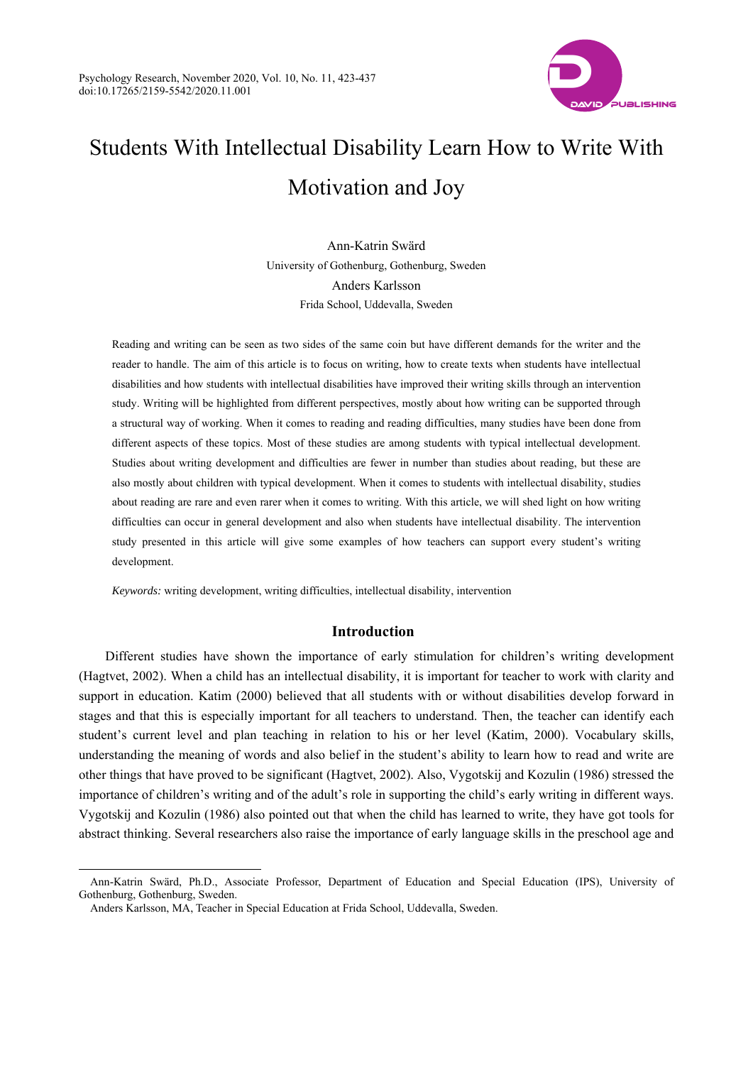# Students With Intellectual Disability Learn How to Write With Motivation and Joy

Ann-Katrin Swärd
University of Gothenburg, Gothenburg, Sweden
Anders Karlsson
Frida School, Uddevalla, Sweden

Reading and writing can be seen as two sides of the same coin but have different demands for the writer and the reader to handle. The aim of this article is to focus on writing, how to create texts when students have intellectual disabilities and how students with intellectual disabilities have improved their writing skills through an intervention study. Writing will be highlighted from different perspectives, mostly about how writing can be supported through a structural way of working. When it comes to reading and reading difficulties, many studies have been done from different aspects of these topics. Most of these studies are among students with typical intellectual development. Studies about writing development and difficulties are fewer in number than studies about reading, but these are also mostly about children with typical development. When it comes to students with intellectual disability, studies about reading are rare and even rarer when it comes to writing. With this article, we will shed light on how writing difficulties can occur in general development and also when students have intellectual disability. The intervention study presented in this article will give some examples of how teachers can support every student's writing development.

*Keywords:* writing development, writing difficulties, intellectual disability, intervention

## Introduction

Different studies have shown the importance of early stimulation for children's writing development (Hagtvet, 2002). When a child has an intellectual disability, it is important for teacher to work with clarity and support in education. Katim (2000) believed that all students with or without disabilities develop forward in stages and that this is especially important for all teachers to understand. Then, the teacher can identify each student's current level and plan teaching in relation to his or her level (Katim, 2000). Vocabulary skills, understanding the meaning of words and also belief in the student's ability to learn how to read and write are other things that have proved to be significant (Hagtvet, 2002). Also, Vygotskij and Kozulin (1986) stressed the importance of children's writing and of the adult's role in supporting the child's early writing in different ways. Vygotskij and Kozulin (1986) also pointed out that when the child has learned to write, they have got tools for abstract thinking. Several researchers also raise the importance of early language skills in the preschool age and

---

Ann-Katrin Swärd, Ph.D., Associate Professor, Department of Education and Special Education (IPS), University of Gothenburg, Gothenburg, Sweden.

Anders Karlsson, MA, Teacher in Special Education at Frida School, Uddevalla, Sweden.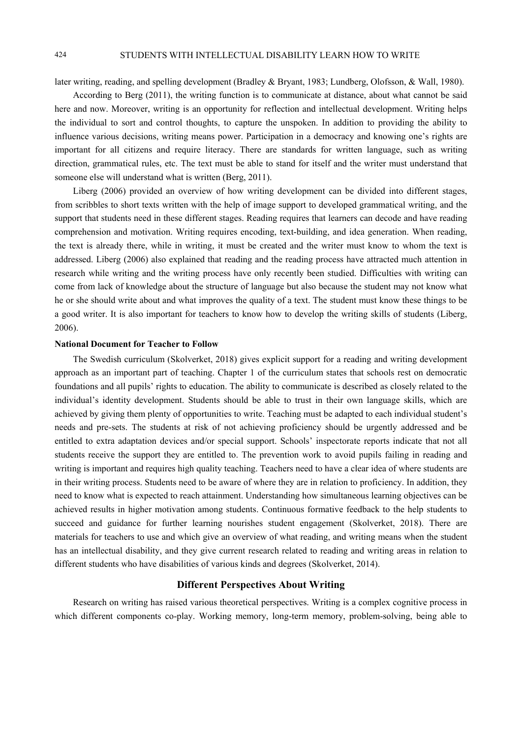later writing, reading, and spelling development (Bradley & Bryant, 1983; Lundberg, Olofsson, & Wall, 1980).

According to Berg (2011), the writing function is to communicate at distance, about what cannot be said here and now. Moreover, writing is an opportunity for reflection and intellectual development. Writing helps the individual to sort and control thoughts, to capture the unspoken. In addition to providing the ability to influence various decisions, writing means power. Participation in a democracy and knowing one's rights are important for all citizens and require literacy. There are standards for written language, such as writing direction, grammatical rules, etc. The text must be able to stand for itself and the writer must understand that someone else will understand what is written (Berg, 2011).

Liberg (2006) provided an overview of how writing development can be divided into different stages, from scribbles to short texts written with the help of image support to developed grammatical writing, and the support that students need in these different stages. Reading requires that learners can decode and have reading comprehension and motivation. Writing requires encoding, text-building, and idea generation. When reading, the text is already there, while in writing, it must be created and the writer must know to whom the text is addressed. Liberg (2006) also explained that reading and the reading process have attracted much attention in research while writing and the writing process have only recently been studied. Difficulties with writing can come from lack of knowledge about the structure of language but also because the student may not know what he or she should write about and what improves the quality of a text. The student must know these things to be a good writer. It is also important for teachers to know how to develop the writing skills of students (Liberg, 2006).

**National Document for Teacher to Follow**

The Swedish curriculum (Skolverket, 2018) gives explicit support for a reading and writing development approach as an important part of teaching. Chapter 1 of the curriculum states that schools rest on democratic foundations and all pupils' rights to education. The ability to communicate is described as closely related to the individual's identity development. Students should be able to trust in their own language skills, which are achieved by giving them plenty of opportunities to write. Teaching must be adapted to each individual student's needs and pre-sets. The students at risk of not achieving proficiency should be urgently addressed and be entitled to extra adaptation devices and/or special support. Schools' inspectorate reports indicate that not all students receive the support they are entitled to. The prevention work to avoid pupils failing in reading and writing is important and requires high quality teaching. Teachers need to have a clear idea of where students are in their writing process. Students need to be aware of where they are in relation to proficiency. In addition, they need to know what is expected to reach attainment. Understanding how simultaneous learning objectives can be achieved results in higher motivation among students. Continuous formative feedback to the help students to succeed and guidance for further learning nourishes student engagement (Skolverket, 2018). There are materials for teachers to use and which give an overview of what reading, and writing means when the student has an intellectual disability, and they give current research related to reading and writing areas in relation to different students who have disabilities of various kinds and degrees (Skolverket, 2014).

## Different Perspectives About Writing

Research on writing has raised various theoretical perspectives. Writing is a complex cognitive process in which different components co-play. Working memory, long-term memory, problem-solving, being able to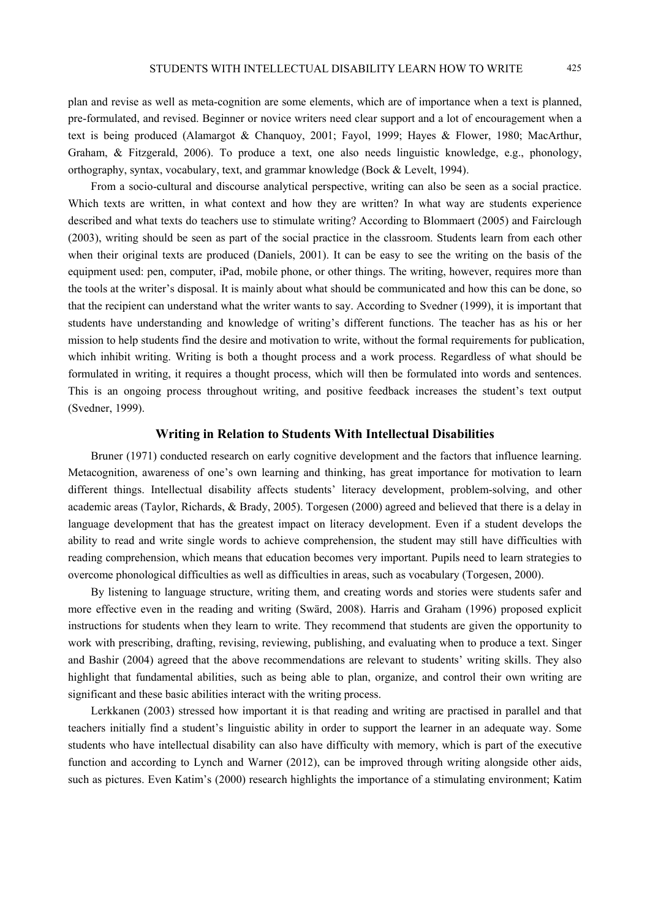plan and revise as well as meta-cognition are some elements, which are of importance when a text is planned, pre-formulated, and revised. Beginner or novice writers need clear support and a lot of encouragement when a text is being produced (Alamargot & Chanquoy, 2001; Fayol, 1999; Hayes & Flower, 1980; MacArthur, Graham, & Fitzgerald, 2006). To produce a text, one also needs linguistic knowledge, e.g., phonology, orthography, syntax, vocabulary, text, and grammar knowledge (Bock & Levelt, 1994).

From a socio-cultural and discourse analytical perspective, writing can also be seen as a social practice. Which texts are written, in what context and how they are written? In what way are students experience described and what texts do teachers use to stimulate writing? According to Blommaert (2005) and Fairclough (2003), writing should be seen as part of the social practice in the classroom. Students learn from each other when their original texts are produced (Daniels, 2001). It can be easy to see the writing on the basis of the equipment used: pen, computer, iPad, mobile phone, or other things. The writing, however, requires more than the tools at the writer's disposal. It is mainly about what should be communicated and how this can be done, so that the recipient can understand what the writer wants to say. According to Svedner (1999), it is important that students have understanding and knowledge of writing's different functions. The teacher has as his or her mission to help students find the desire and motivation to write, without the formal requirements for publication, which inhibit writing. Writing is both a thought process and a work process. Regardless of what should be formulated in writing, it requires a thought process, which will then be formulated into words and sentences. This is an ongoing process throughout writing, and positive feedback increases the student's text output (Svedner, 1999).

## Writing in Relation to Students With Intellectual Disabilities

Bruner (1971) conducted research on early cognitive development and the factors that influence learning. Metacognition, awareness of one's own learning and thinking, has great importance for motivation to learn different things. Intellectual disability affects students' literacy development, problem-solving, and other academic areas (Taylor, Richards, & Brady, 2005). Torgesen (2000) agreed and believed that there is a delay in language development that has the greatest impact on literacy development. Even if a student develops the ability to read and write single words to achieve comprehension, the student may still have difficulties with reading comprehension, which means that education becomes very important. Pupils need to learn strategies to overcome phonological difficulties as well as difficulties in areas, such as vocabulary (Torgesen, 2000).

By listening to language structure, writing them, and creating words and stories were students safer and more effective even in the reading and writing (Swärd, 2008). Harris and Graham (1996) proposed explicit instructions for students when they learn to write. They recommend that students are given the opportunity to work with prescribing, drafting, revising, reviewing, publishing, and evaluating when to produce a text. Singer and Bashir (2004) agreed that the above recommendations are relevant to students' writing skills. They also highlight that fundamental abilities, such as being able to plan, organize, and control their own writing are significant and these basic abilities interact with the writing process.

Lerkkanen (2003) stressed how important it is that reading and writing are practised in parallel and that teachers initially find a student's linguistic ability in order to support the learner in an adequate way. Some students who have intellectual disability can also have difficulty with memory, which is part of the executive function and according to Lynch and Warner (2012), can be improved through writing alongside other aids, such as pictures. Even Katim's (2000) research highlights the importance of a stimulating environment; Katim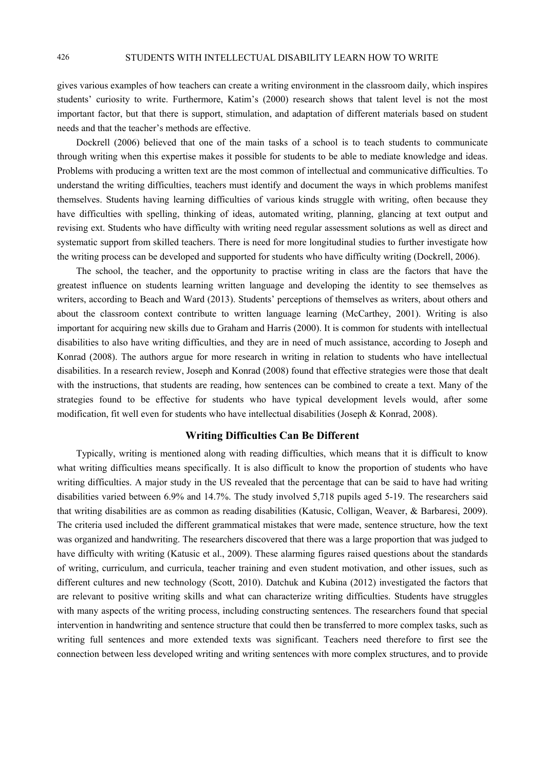gives various examples of how teachers can create a writing environment in the classroom daily, which inspires students' curiosity to write. Furthermore, Katim's (2000) research shows that talent level is not the most important factor, but that there is support, stimulation, and adaptation of different materials based on student needs and that the teacher's methods are effective.

Dockrell (2006) believed that one of the main tasks of a school is to teach students to communicate through writing when this expertise makes it possible for students to be able to mediate knowledge and ideas. Problems with producing a written text are the most common of intellectual and communicative difficulties. To understand the writing difficulties, teachers must identify and document the ways in which problems manifest themselves. Students having learning difficulties of various kinds struggle with writing, often because they have difficulties with spelling, thinking of ideas, automated writing, planning, glancing at text output and revising ext. Students who have difficulty with writing need regular assessment solutions as well as direct and systematic support from skilled teachers. There is need for more longitudinal studies to further investigate how the writing process can be developed and supported for students who have difficulty writing (Dockrell, 2006).

The school, the teacher, and the opportunity to practise writing in class are the factors that have the greatest influence on students learning written language and developing the identity to see themselves as writers, according to Beach and Ward (2013). Students' perceptions of themselves as writers, about others and about the classroom context contribute to written language learning (McCarthey, 2001). Writing is also important for acquiring new skills due to Graham and Harris (2000). It is common for students with intellectual disabilities to also have writing difficulties, and they are in need of much assistance, according to Joseph and Konrad (2008). The authors argue for more research in writing in relation to students who have intellectual disabilities. In a research review, Joseph and Konrad (2008) found that effective strategies were those that dealt with the instructions, that students are reading, how sentences can be combined to create a text. Many of the strategies found to be effective for students who have typical development levels would, after some modification, fit well even for students who have intellectual disabilities (Joseph & Konrad, 2008).

## Writing Difficulties Can Be Different

Typically, writing is mentioned along with reading difficulties, which means that it is difficult to know what writing difficulties means specifically. It is also difficult to know the proportion of students who have writing difficulties. A major study in the US revealed that the percentage that can be said to have had writing disabilities varied between 6.9% and 14.7%. The study involved 5,718 pupils aged 5-19. The researchers said that writing disabilities are as common as reading disabilities (Katusic, Colligan, Weaver, & Barbaresi, 2009). The criteria used included the different grammatical mistakes that were made, sentence structure, how the text was organized and handwriting. The researchers discovered that there was a large proportion that was judged to have difficulty with writing (Katusic et al., 2009). These alarming figures raised questions about the standards of writing, curriculum, and curricula, teacher training and even student motivation, and other issues, such as different cultures and new technology (Scott, 2010). Datchuk and Kubina (2012) investigated the factors that are relevant to positive writing skills and what can characterize writing difficulties. Students have struggles with many aspects of the writing process, including constructing sentences. The researchers found that special intervention in handwriting and sentence structure that could then be transferred to more complex tasks, such as writing full sentences and more extended texts was significant. Teachers need therefore to first see the connection between less developed writing and writing sentences with more complex structures, and to provide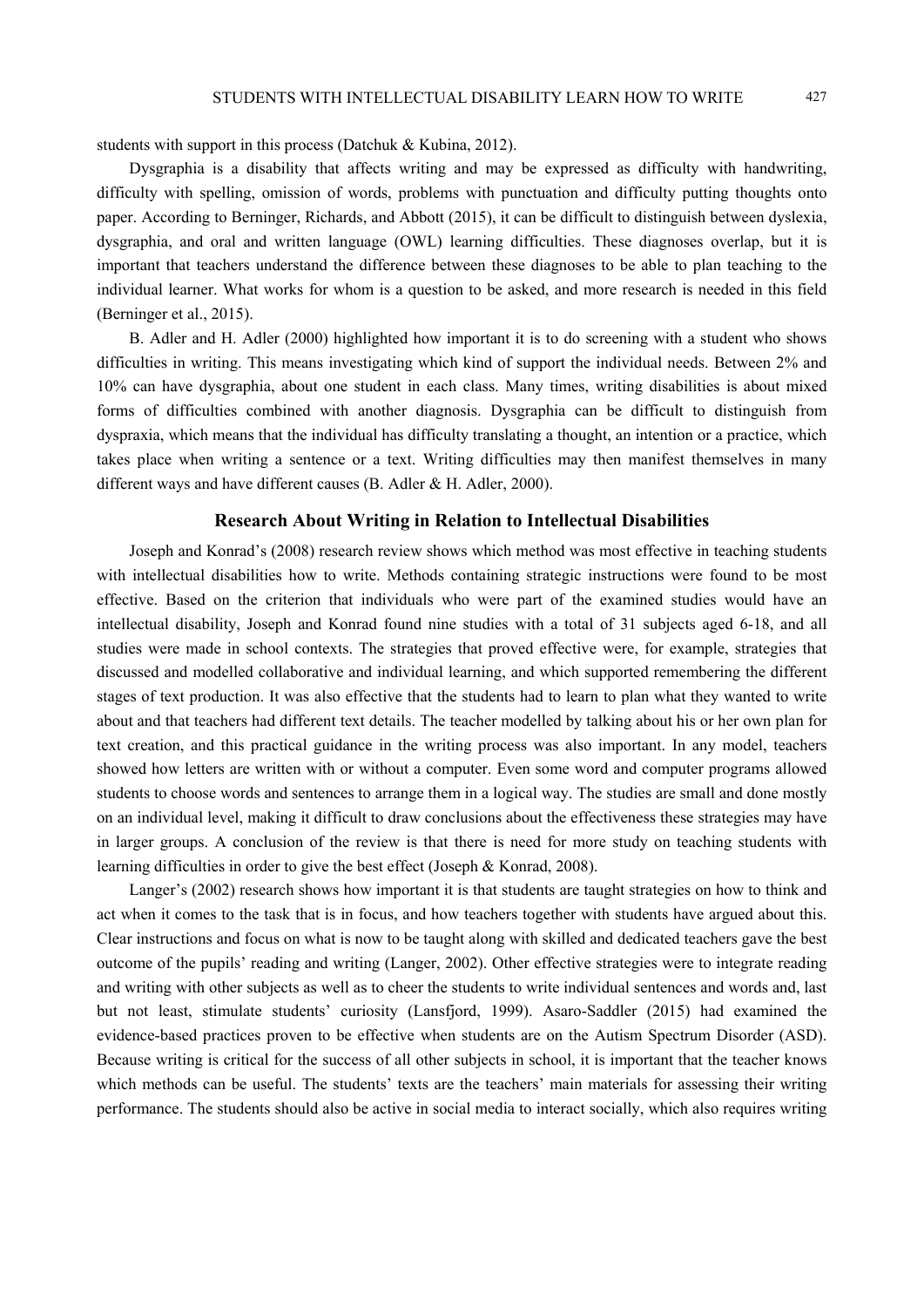students with support in this process (Datchuk & Kubina, 2012).

Dysgraphia is a disability that affects writing and may be expressed as difficulty with handwriting, difficulty with spelling, omission of words, problems with punctuation and difficulty putting thoughts onto paper. According to Berninger, Richards, and Abbott (2015), it can be difficult to distinguish between dyslexia, dysgraphia, and oral and written language (OWL) learning difficulties. These diagnoses overlap, but it is important that teachers understand the difference between these diagnoses to be able to plan teaching to the individual learner. What works for whom is a question to be asked, and more research is needed in this field (Berninger et al., 2015).

B. Adler and H. Adler (2000) highlighted how important it is to do screening with a student who shows difficulties in writing. This means investigating which kind of support the individual needs. Between 2% and 10% can have dysgraphia, about one student in each class. Many times, writing disabilities is about mixed forms of difficulties combined with another diagnosis. Dysgraphia can be difficult to distinguish from dyspraxia, which means that the individual has difficulty translating a thought, an intention or a practice, which takes place when writing a sentence or a text. Writing difficulties may then manifest themselves in many different ways and have different causes (B. Adler & H. Adler, 2000).

## Research About Writing in Relation to Intellectual Disabilities

Joseph and Konrad's (2008) research review shows which method was most effective in teaching students with intellectual disabilities how to write. Methods containing strategic instructions were found to be most effective. Based on the criterion that individuals who were part of the examined studies would have an intellectual disability, Joseph and Konrad found nine studies with a total of 31 subjects aged 6-18, and all studies were made in school contexts. The strategies that proved effective were, for example, strategies that discussed and modelled collaborative and individual learning, and which supported remembering the different stages of text production. It was also effective that the students had to learn to plan what they wanted to write about and that teachers had different text details. The teacher modelled by talking about his or her own plan for text creation, and this practical guidance in the writing process was also important. In any model, teachers showed how letters are written with or without a computer. Even some word and computer programs allowed students to choose words and sentences to arrange them in a logical way. The studies are small and done mostly on an individual level, making it difficult to draw conclusions about the effectiveness these strategies may have in larger groups. A conclusion of the review is that there is need for more study on teaching students with learning difficulties in order to give the best effect (Joseph & Konrad, 2008).

Langer's (2002) research shows how important it is that students are taught strategies on how to think and act when it comes to the task that is in focus, and how teachers together with students have argued about this. Clear instructions and focus on what is now to be taught along with skilled and dedicated teachers gave the best outcome of the pupils' reading and writing (Langer, 2002). Other effective strategies were to integrate reading and writing with other subjects as well as to cheer the students to write individual sentences and words and, last but not least, stimulate students' curiosity (Lansfjord, 1999). Asaro-Saddler (2015) had examined the evidence-based practices proven to be effective when students are on the Autism Spectrum Disorder (ASD). Because writing is critical for the success of all other subjects in school, it is important that the teacher knows which methods can be useful. The students' texts are the teachers' main materials for assessing their writing performance. The students should also be active in social media to interact socially, which also requires writing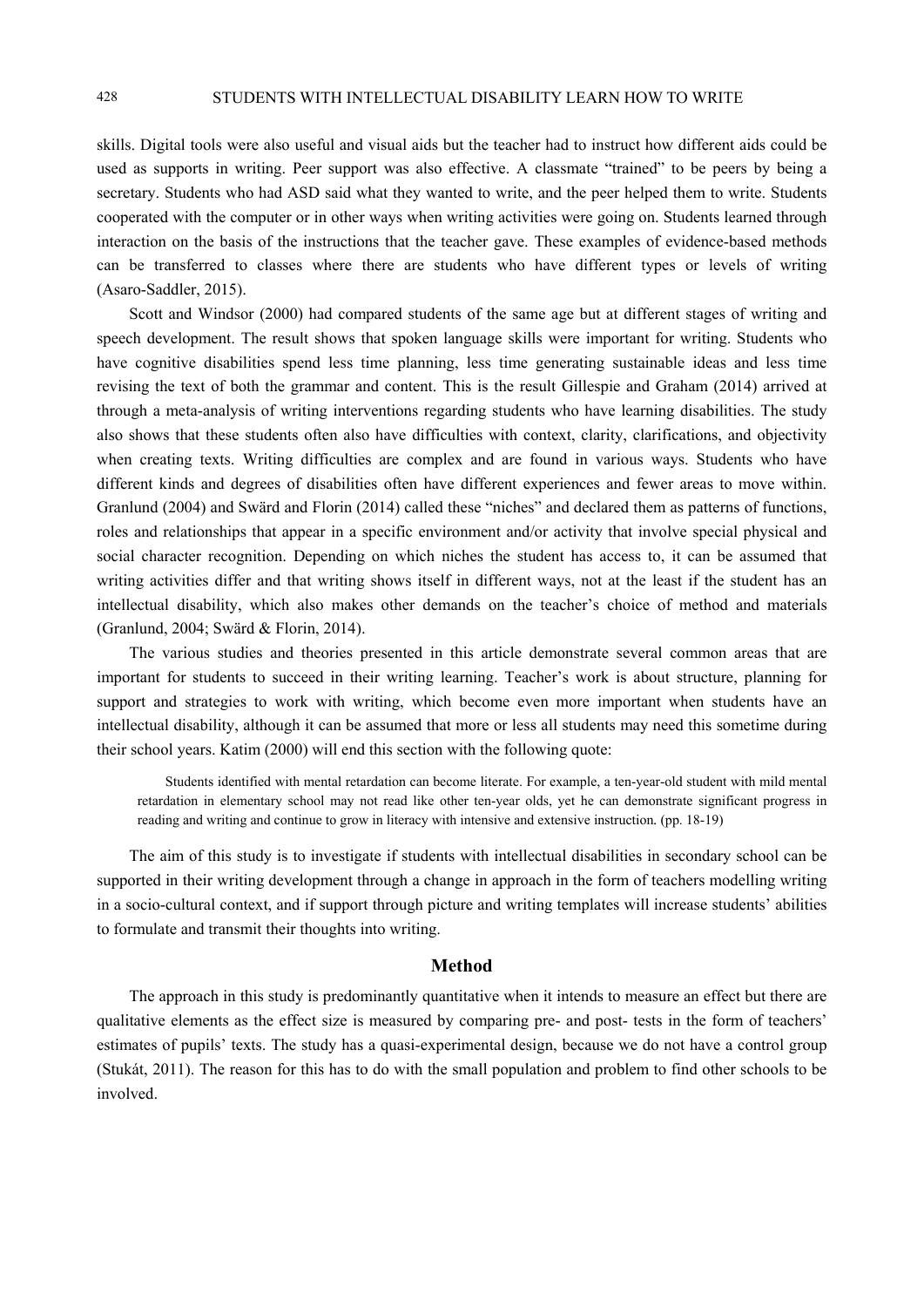skills. Digital tools were also useful and visual aids but the teacher had to instruct how different aids could be used as supports in writing. Peer support was also effective. A classmate "trained" to be peers by being a secretary. Students who had ASD said what they wanted to write, and the peer helped them to write. Students cooperated with the computer or in other ways when writing activities were going on. Students learned through interaction on the basis of the instructions that the teacher gave. These examples of evidence-based methods can be transferred to classes where there are students who have different types or levels of writing (Asaro-Saddler, 2015).

Scott and Windsor (2000) had compared students of the same age but at different stages of writing and speech development. The result shows that spoken language skills were important for writing. Students who have cognitive disabilities spend less time planning, less time generating sustainable ideas and less time revising the text of both the grammar and content. This is the result Gillespie and Graham (2014) arrived at through a meta-analysis of writing interventions regarding students who have learning disabilities. The study also shows that these students often also have difficulties with context, clarity, clarifications, and objectivity when creating texts. Writing difficulties are complex and are found in various ways. Students who have different kinds and degrees of disabilities often have different experiences and fewer areas to move within. Granlund (2004) and Swärd and Florin (2014) called these "niches" and declared them as patterns of functions, roles and relationships that appear in a specific environment and/or activity that involve special physical and social character recognition. Depending on which niches the student has access to, it can be assumed that writing activities differ and that writing shows itself in different ways, not at the least if the student has an intellectual disability, which also makes other demands on the teacher's choice of method and materials (Granlund, 2004; Swärd & Florin, 2014).

The various studies and theories presented in this article demonstrate several common areas that are important for students to succeed in their writing learning. Teacher's work is about structure, planning for support and strategies to work with writing, which become even more important when students have an intellectual disability, although it can be assumed that more or less all students may need this sometime during their school years. Katim (2000) will end this section with the following quote:

> Students identified with mental retardation can become literate. For example, a ten-year-old student with mild mental retardation in elementary school may not read like other ten-year olds, yet he can demonstrate significant progress in reading and writing and continue to grow in literacy with intensive and extensive instruction. (pp. 18-19)

The aim of this study is to investigate if students with intellectual disabilities in secondary school can be supported in their writing development through a change in approach in the form of teachers modelling writing in a socio-cultural context, and if support through picture and writing templates will increase students' abilities to formulate and transmit their thoughts into writing.

## Method

The approach in this study is predominantly quantitative when it intends to measure an effect but there are qualitative elements as the effect size is measured by comparing pre- and post- tests in the form of teachers' estimates of pupils' texts. The study has a quasi-experimental design, because we do not have a control group (Stukát, 2011). The reason for this has to do with the small population and problem to find other schools to be involved.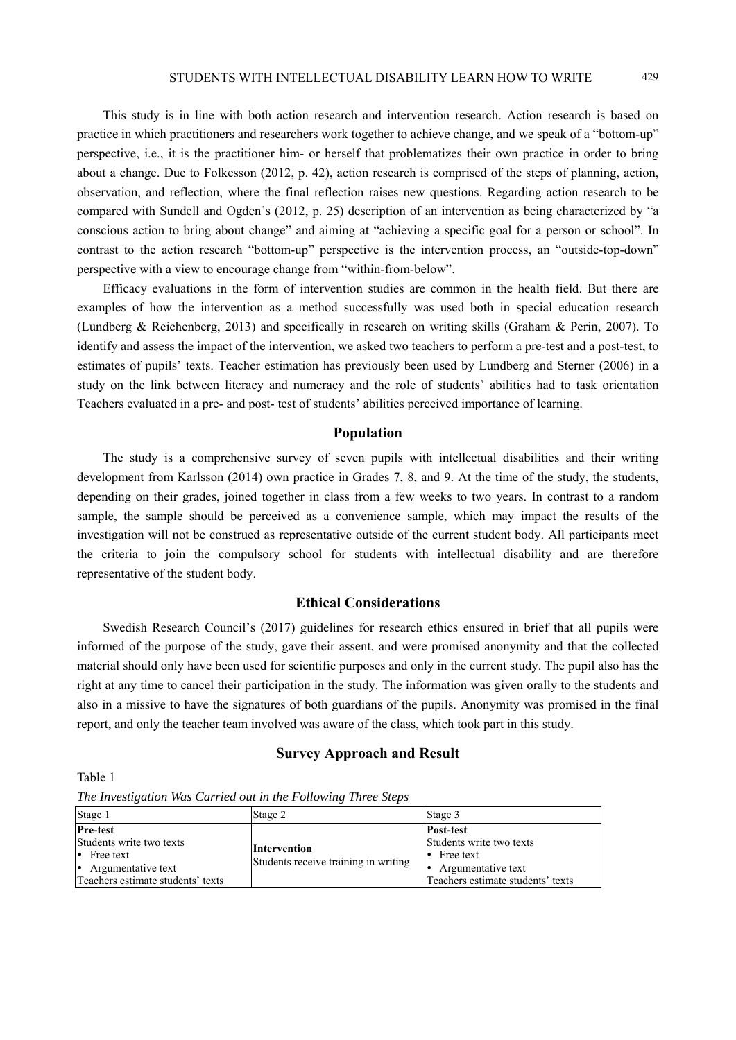This study is in line with both action research and intervention research. Action research is based on practice in which practitioners and researchers work together to achieve change, and we speak of a "bottom-up" perspective, i.e., it is the practitioner him- or herself that problematizes their own practice in order to bring about a change. Due to Folkesson (2012, p. 42), action research is comprised of the steps of planning, action, observation, and reflection, where the final reflection raises new questions. Regarding action research to be compared with Sundell and Ogden's (2012, p. 25) description of an intervention as being characterized by "a conscious action to bring about change" and aiming at "achieving a specific goal for a person or school". In contrast to the action research "bottom-up" perspective is the intervention process, an "outside-top-down" perspective with a view to encourage change from "within-from-below".

Efficacy evaluations in the form of intervention studies are common in the health field. But there are examples of how the intervention as a method successfully was used both in special education research (Lundberg & Reichenberg, 2013) and specifically in research on writing skills (Graham & Perin, 2007). To identify and assess the impact of the intervention, we asked two teachers to perform a pre-test and a post-test, to estimates of pupils' texts. Teacher estimation has previously been used by Lundberg and Sterner (2006) in a study on the link between literacy and numeracy and the role of students' abilities had to task orientation Teachers evaluated in a pre- and post- test of students' abilities perceived importance of learning.

## Population

The study is a comprehensive survey of seven pupils with intellectual disabilities and their writing development from Karlsson (2014) own practice in Grades 7, 8, and 9. At the time of the study, the students, depending on their grades, joined together in class from a few weeks to two years. In contrast to a random sample, the sample should be perceived as a convenience sample, which may impact the results of the investigation will not be construed as representative outside of the current student body. All participants meet the criteria to join the compulsory school for students with intellectual disability and are therefore representative of the student body.

## Ethical Considerations

Swedish Research Council's (2017) guidelines for research ethics ensured in brief that all pupils were informed of the purpose of the study, gave their assent, and were promised anonymity and that the collected material should only have been used for scientific purposes and only in the current study. The pupil also has the right at any time to cancel their participation in the study. The information was given orally to the students and also in a missive to have the signatures of both guardians of the pupils. Anonymity was promised in the final report, and only the teacher team involved was aware of the class, which took part in this study.

## Survey Approach and Result

Table 1

*The Investigation Was Carried out in the Following Three Steps*

| Stage 1 | Stage 2 | Stage 3 |
|---|---|---|
| **Pre-test**<br>Students write two texts<br>• Free text<br>• Argumentative text<br>Teachers estimate students' texts | **Intervention**<br>Students receive training in writing | **Post-test**<br>Students write two texts<br>• Free text<br>• Argumentative text<br>Teachers estimate students' texts |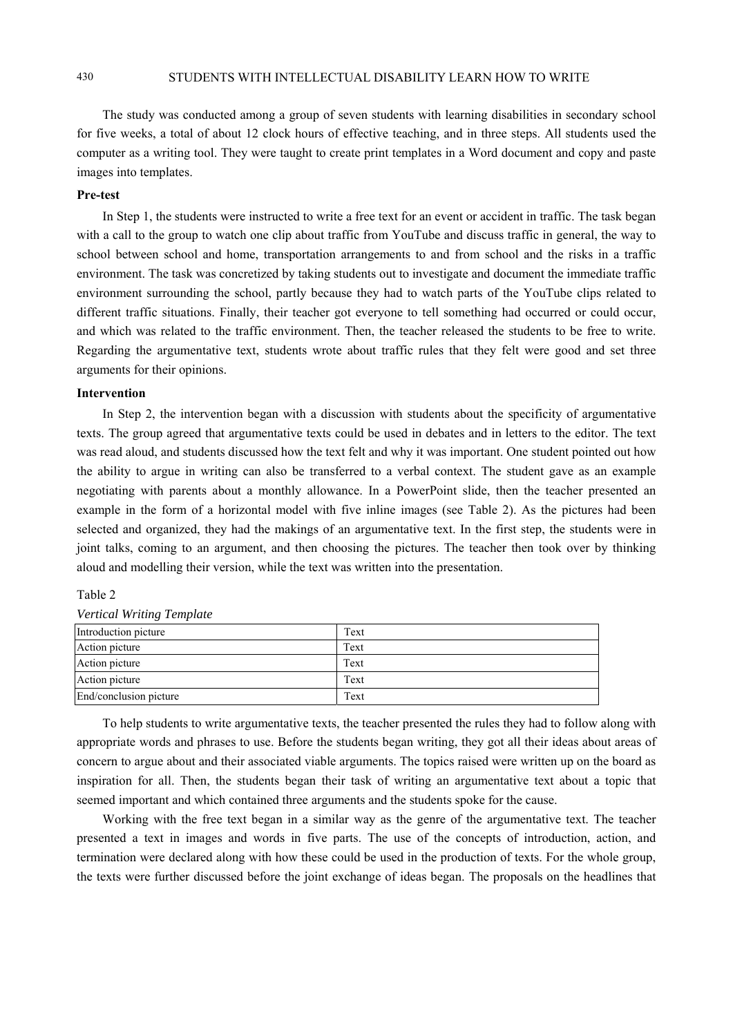The study was conducted among a group of seven students with learning disabilities in secondary school for five weeks, a total of about 12 clock hours of effective teaching, and in three steps. All students used the computer as a writing tool. They were taught to create print templates in a Word document and copy and paste images into templates.

**Pre-test**

In Step 1, the students were instructed to write a free text for an event or accident in traffic. The task began with a call to the group to watch one clip about traffic from YouTube and discuss traffic in general, the way to school between school and home, transportation arrangements to and from school and the risks in a traffic environment. The task was concretized by taking students out to investigate and document the immediate traffic environment surrounding the school, partly because they had to watch parts of the YouTube clips related to different traffic situations. Finally, their teacher got everyone to tell something had occurred or could occur, and which was related to the traffic environment. Then, the teacher released the students to be free to write. Regarding the argumentative text, students wrote about traffic rules that they felt were good and set three arguments for their opinions.

**Intervention**

In Step 2, the intervention began with a discussion with students about the specificity of argumentative texts. The group agreed that argumentative texts could be used in debates and in letters to the editor. The text was read aloud, and students discussed how the text felt and why it was important. One student pointed out how the ability to argue in writing can also be transferred to a verbal context. The student gave as an example negotiating with parents about a monthly allowance. In a PowerPoint slide, then the teacher presented an example in the form of a horizontal model with five inline images (see Table 2). As the pictures had been selected and organized, they had the makings of an argumentative text. In the first step, the students were in joint talks, coming to an argument, and then choosing the pictures. The teacher then took over by thinking aloud and modelling their version, while the text was written into the presentation.

Table 2

*Vertical Writing Template*

| | |
|---|---|
| Introduction picture | Text |
| Action picture | Text |
| Action picture | Text |
| Action picture | Text |
| End/conclusion picture | Text |

To help students to write argumentative texts, the teacher presented the rules they had to follow along with appropriate words and phrases to use. Before the students began writing, they got all their ideas about areas of concern to argue about and their associated viable arguments. The topics raised were written up on the board as inspiration for all. Then, the students began their task of writing an argumentative text about a topic that seemed important and which contained three arguments and the students spoke for the cause.

Working with the free text began in a similar way as the genre of the argumentative text. The teacher presented a text in images and words in five parts. The use of the concepts of introduction, action, and termination were declared along with how these could be used in the production of texts. For the whole group, the texts were further discussed before the joint exchange of ideas began. The proposals on the headlines that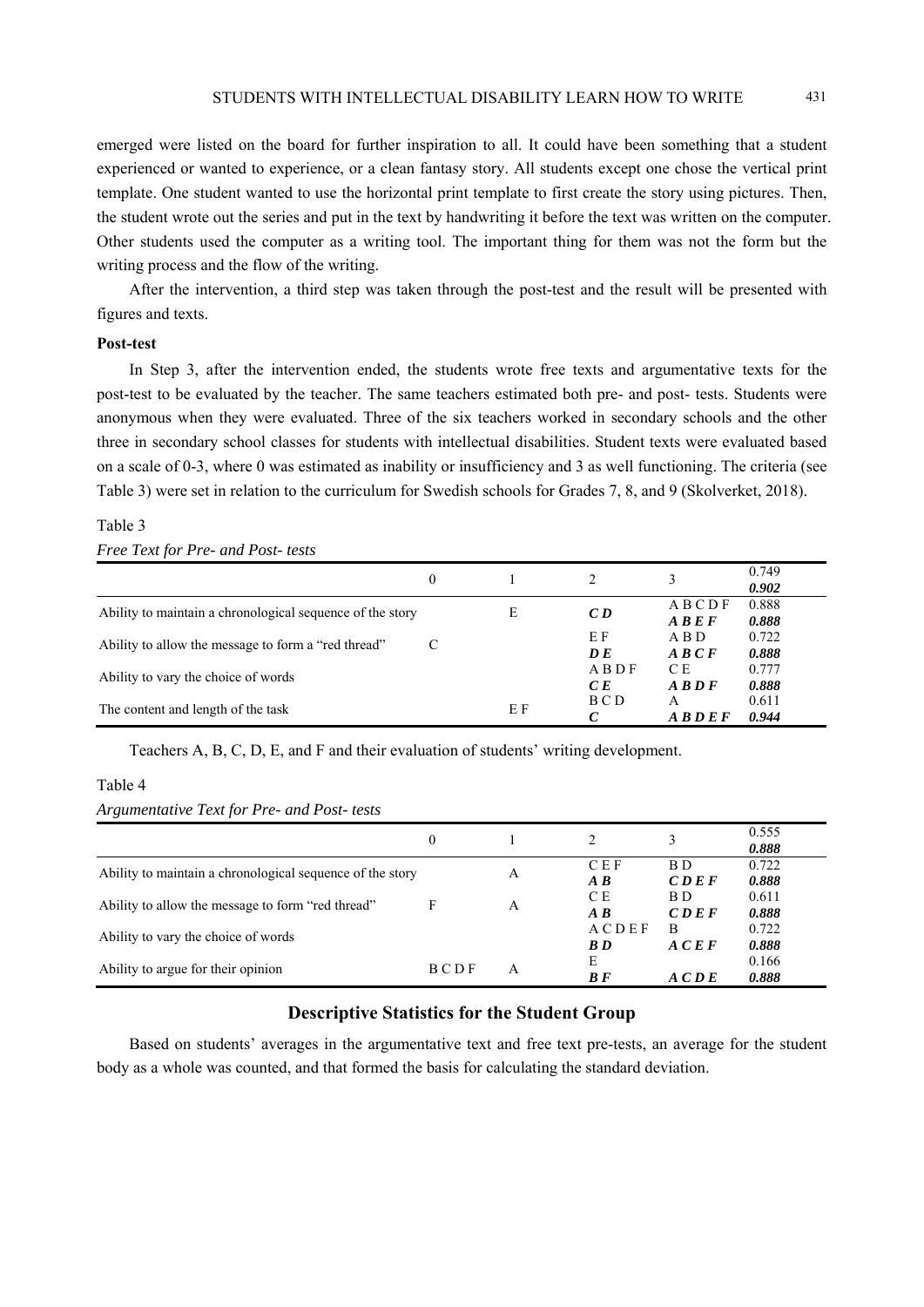emerged were listed on the board for further inspiration to all. It could have been something that a student experienced or wanted to experience, or a clean fantasy story. All students except one chose the vertical print template. One student wanted to use the horizontal print template to first create the story using pictures. Then, the student wrote out the series and put in the text by handwriting it before the text was written on the computer. Other students used the computer as a writing tool. The important thing for them was not the form but the writing process and the flow of the writing.

After the intervention, a third step was taken through the post-test and the result will be presented with figures and texts.

**Post-test**

In Step 3, after the intervention ended, the students wrote free texts and argumentative texts for the post-test to be evaluated by the teacher. The same teachers estimated both pre- and post- tests. Students were anonymous when they were evaluated. Three of the six teachers worked in secondary schools and the other three in secondary school classes for students with intellectual disabilities. Student texts were evaluated based on a scale of 0-3, where 0 was estimated as inability or insufficiency and 3 as well functioning. The criteria (see Table 3) were set in relation to the curriculum for Swedish schools for Grades 7, 8, and 9 (Skolverket, 2018).

Table 3

*Free Text for Pre- and Post- tests*

| | 0 | 1 | 2 | 3 | 0.749<br>***0.902*** |
|---|---|---|---|---|---|
| Ability to maintain a chronological sequence of the story | | E | ***C D*** | A B C D F<br>***A B E F*** | 0.888<br>***0.888*** |
| Ability to allow the message to form a "red thread" | C | | E F<br>***D E*** | A B D<br>***A B C F*** | 0.722<br>***0.888*** |
| Ability to vary the choice of words | | | A B D F<br>***C E*** | C E<br>***A B D F*** | 0.777<br>***0.888*** |
| The content and length of the task | | E F | B C D<br>***C*** | A<br>***A B D E F*** | 0.611<br>***0.944*** |

Teachers A, B, C, D, E, and F and their evaluation of students' writing development.

Table 4

*Argumentative Text for Pre- and Post- tests*

| | 0 | 1 | 2 | 3 | 0.555<br>***0.888*** |
|---|---|---|---|---|---|
| Ability to maintain a chronological sequence of the story | | A | C E F<br>***A B*** | B D<br>***C D E F*** | 0.722<br>***0.888*** |
| Ability to allow the message to form "red thread" | F | A | C E<br>***A B*** | B D<br>***C D E F*** | 0.611<br>***0.888*** |
| Ability to vary the choice of words | | | A C D E F<br>***B D*** | B<br>***A C E F*** | 0.722<br>***0.888*** |
| Ability to argue for their opinion | B C D F | A | E<br>***B F*** | ***A C D E*** | 0.166<br>***0.888*** |

## Descriptive Statistics for the Student Group

Based on students' averages in the argumentative text and free text pre-tests, an average for the student body as a whole was counted, and that formed the basis for calculating the standard deviation.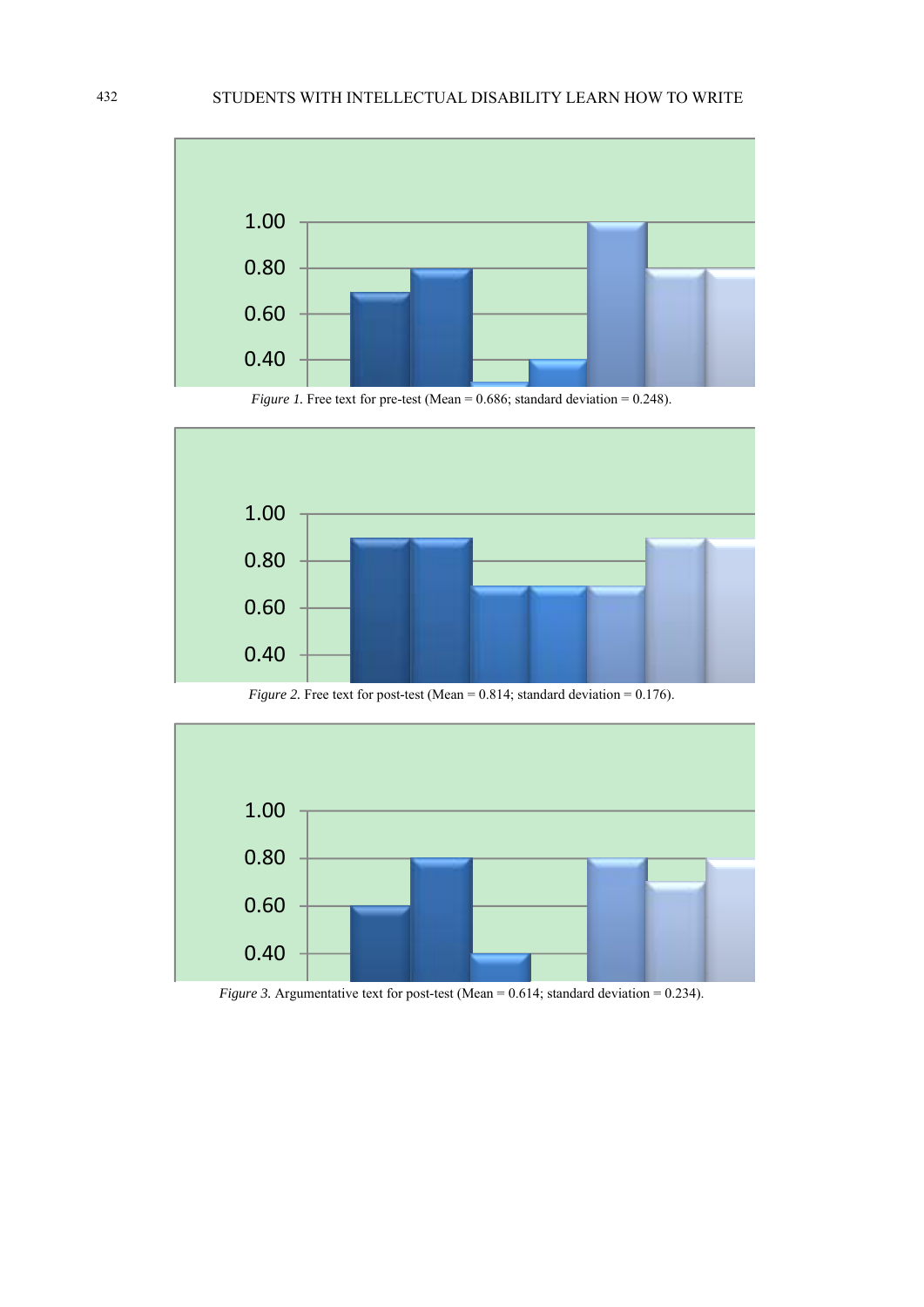*Figure 1.* Free text for pre-test (Mean = 0.686; standard deviation = 0.248).

*Figure 2.* Free text for post-test (Mean = 0.814; standard deviation = 0.176).

*Figure 3.* Argumentative text for post-test (Mean = 0.614; standard deviation = 0.234).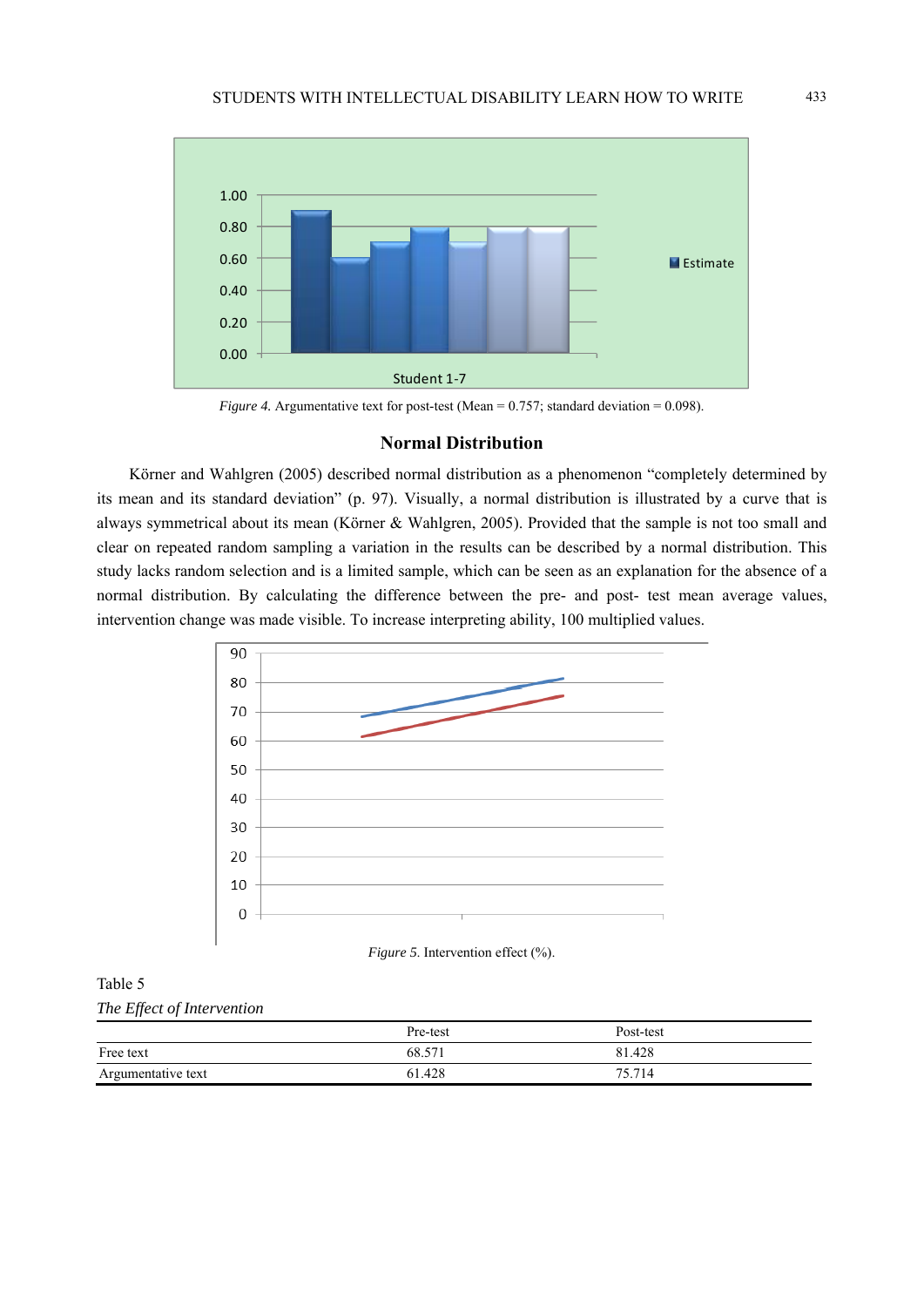*Figure 4.* Argumentative text for post-test (Mean = 0.757; standard deviation = 0.098).

## Normal Distribution

Körner and Wahlgren (2005) described normal distribution as a phenomenon "completely determined by its mean and its standard deviation" (p. 97). Visually, a normal distribution is illustrated by a curve that is always symmetrical about its mean (Körner & Wahlgren, 2005). Provided that the sample is not too small and clear on repeated random sampling a variation in the results can be described by a normal distribution. This study lacks random selection and is a limited sample, which can be seen as an explanation for the absence of a normal distribution. By calculating the difference between the pre- and post- test mean average values, intervention change was made visible. To increase interpreting ability, 100 multiplied values.

*Figure 5.* Intervention effect (%).

Table 5

*The Effect of Intervention*

| | Pre-test | Post-test |
|---|---|---|
| Free text | 68.571 | 81.428 |
| Argumentative text | 61.428 | 75.714 |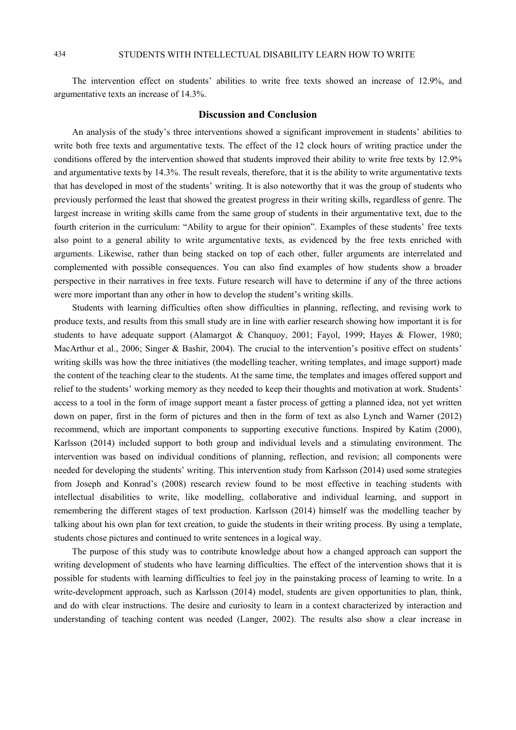The intervention effect on students' abilities to write free texts showed an increase of 12.9%, and argumentative texts an increase of 14.3%.

## Discussion and Conclusion

An analysis of the study's three interventions showed a significant improvement in students' abilities to write both free texts and argumentative texts. The effect of the 12 clock hours of writing practice under the conditions offered by the intervention showed that students improved their ability to write free texts by 12.9% and argumentative texts by 14.3%. The result reveals, therefore, that it is the ability to write argumentative texts that has developed in most of the students' writing. It is also noteworthy that it was the group of students who previously performed the least that showed the greatest progress in their writing skills, regardless of genre. The largest increase in writing skills came from the same group of students in their argumentative text, due to the fourth criterion in the curriculum: "Ability to argue for their opinion". Examples of these students' free texts also point to a general ability to write argumentative texts, as evidenced by the free texts enriched with arguments. Likewise, rather than being stacked on top of each other, fuller arguments are interrelated and complemented with possible consequences. You can also find examples of how students show a broader perspective in their narratives in free texts. Future research will have to determine if any of the three actions were more important than any other in how to develop the student's writing skills.

Students with learning difficulties often show difficulties in planning, reflecting, and revising work to produce texts, and results from this small study are in line with earlier research showing how important it is for students to have adequate support (Alamargot & Chanquoy, 2001; Fayol, 1999; Hayes & Flower, 1980; MacArthur et al., 2006; Singer & Bashir, 2004). The crucial to the intervention's positive effect on students' writing skills was how the three initiatives (the modelling teacher, writing templates, and image support) made the content of the teaching clear to the students. At the same time, the templates and images offered support and relief to the students' working memory as they needed to keep their thoughts and motivation at work. Students' access to a tool in the form of image support meant a faster process of getting a planned idea, not yet written down on paper, first in the form of pictures and then in the form of text as also Lynch and Warner (2012) recommend, which are important components to supporting executive functions. Inspired by Katim (2000), Karlsson (2014) included support to both group and individual levels and a stimulating environment. The intervention was based on individual conditions of planning, reflection, and revision; all components were needed for developing the students' writing. This intervention study from Karlsson (2014) used some strategies from Joseph and Konrad's (2008) research review found to be most effective in teaching students with intellectual disabilities to write, like modelling, collaborative and individual learning, and support in remembering the different stages of text production. Karlsson (2014) himself was the modelling teacher by talking about his own plan for text creation, to guide the students in their writing process. By using a template, students chose pictures and continued to write sentences in a logical way.

The purpose of this study was to contribute knowledge about how a changed approach can support the writing development of students who have learning difficulties. The effect of the intervention shows that it is possible for students with learning difficulties to feel joy in the painstaking process of learning to write. In a write-development approach, such as Karlsson (2014) model, students are given opportunities to plan, think, and do with clear instructions. The desire and curiosity to learn in a context characterized by interaction and understanding of teaching content was needed (Langer, 2002). The results also show a clear increase in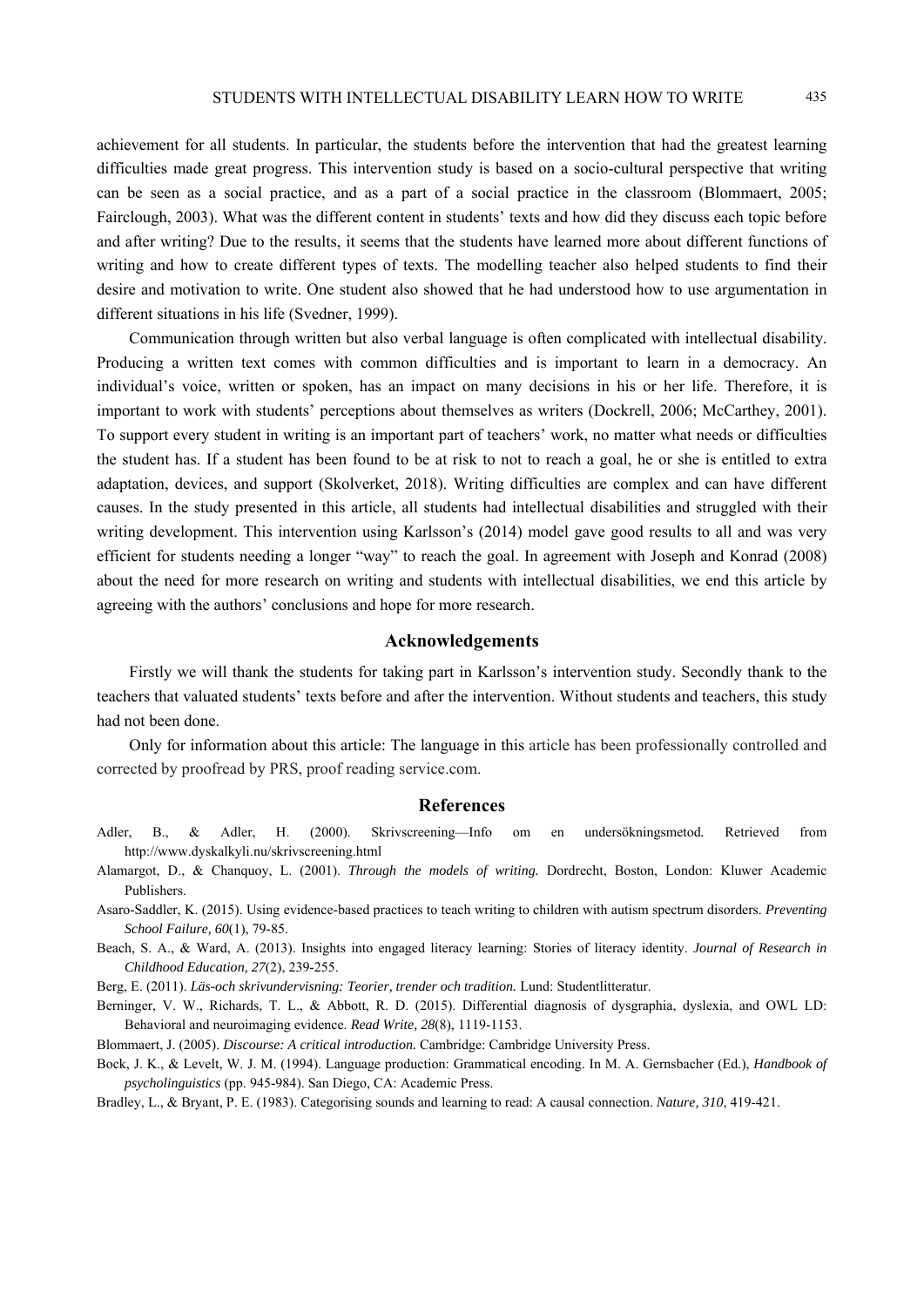achievement for all students. In particular, the students before the intervention that had the greatest learning difficulties made great progress. This intervention study is based on a socio-cultural perspective that writing can be seen as a social practice, and as a part of a social practice in the classroom (Blommaert, 2005; Fairclough, 2003). What was the different content in students' texts and how did they discuss each topic before and after writing? Due to the results, it seems that the students have learned more about different functions of writing and how to create different types of texts. The modelling teacher also helped students to find their desire and motivation to write. One student also showed that he had understood how to use argumentation in different situations in his life (Svedner, 1999).

Communication through written but also verbal language is often complicated with intellectual disability. Producing a written text comes with common difficulties and is important to learn in a democracy. An individual's voice, written or spoken, has an impact on many decisions in his or her life. Therefore, it is important to work with students' perceptions about themselves as writers (Dockrell, 2006; McCarthey, 2001). To support every student in writing is an important part of teachers' work, no matter what needs or difficulties the student has. If a student has been found to be at risk to not to reach a goal, he or she is entitled to extra adaptation, devices, and support (Skolverket, 2018). Writing difficulties are complex and can have different causes. In the study presented in this article, all students had intellectual disabilities and struggled with their writing development. This intervention using Karlsson's (2014) model gave good results to all and was very efficient for students needing a longer "way" to reach the goal. In agreement with Joseph and Konrad (2008) about the need for more research on writing and students with intellectual disabilities, we end this article by agreeing with the authors' conclusions and hope for more research.

## Acknowledgements

Firstly we will thank the students for taking part in Karlsson's intervention study. Secondly thank to the teachers that valuated students' texts before and after the intervention. Without students and teachers, this study had not been done.

Only for information about this article: The language in this article has been professionally controlled and corrected by proofread by PRS, proof reading service.com.

## References

Adler, B., & Adler, H. (2000). Skrivscreening—Info om en undersökningsmetod*.* Retrieved from http://www.dyskalkyli.nu/skrivscreening.html

Alamargot, D., & Chanquoy, L. (2001). *Through the models of writing.* Dordrecht, Boston, London: Kluwer Academic Publishers.

Asaro-Saddler, K. (2015). Using evidence-based practices to teach writing to children with autism spectrum disorders. *Preventing School Failure, 60*(1), 79-85.

Beach, S. A., & Ward, A. (2013). Insights into engaged literacy learning: Stories of literacy identity. *Journal of Research in Childhood Education, 27*(2), 239-255.

Berg, E. (2011). *Läs-och skrivundervisning: Teorier, trender och tradition.* Lund: Studentlitteratur.

Berninger, V. W., Richards, T. L., & Abbott, R. D. (2015). Differential diagnosis of dysgraphia, dyslexia, and OWL LD: Behavioral and neuroimaging evidence. *Read Write, 28*(8), 1119-1153.

Blommaert, J. (2005). *Discourse: A critical introduction.* Cambridge: Cambridge University Press.

Bock, J. K., & Levelt, W. J. M. (1994). Language production: Grammatical encoding. In M. A. Gernsbacher (Ed.), *Handbook of psycholinguistics* (pp. 945-984). San Diego, CA: Academic Press.

Bradley, L., & Bryant, P. E. (1983). Categorising sounds and learning to read: A causal connection. *Nature, 310*, 419-421.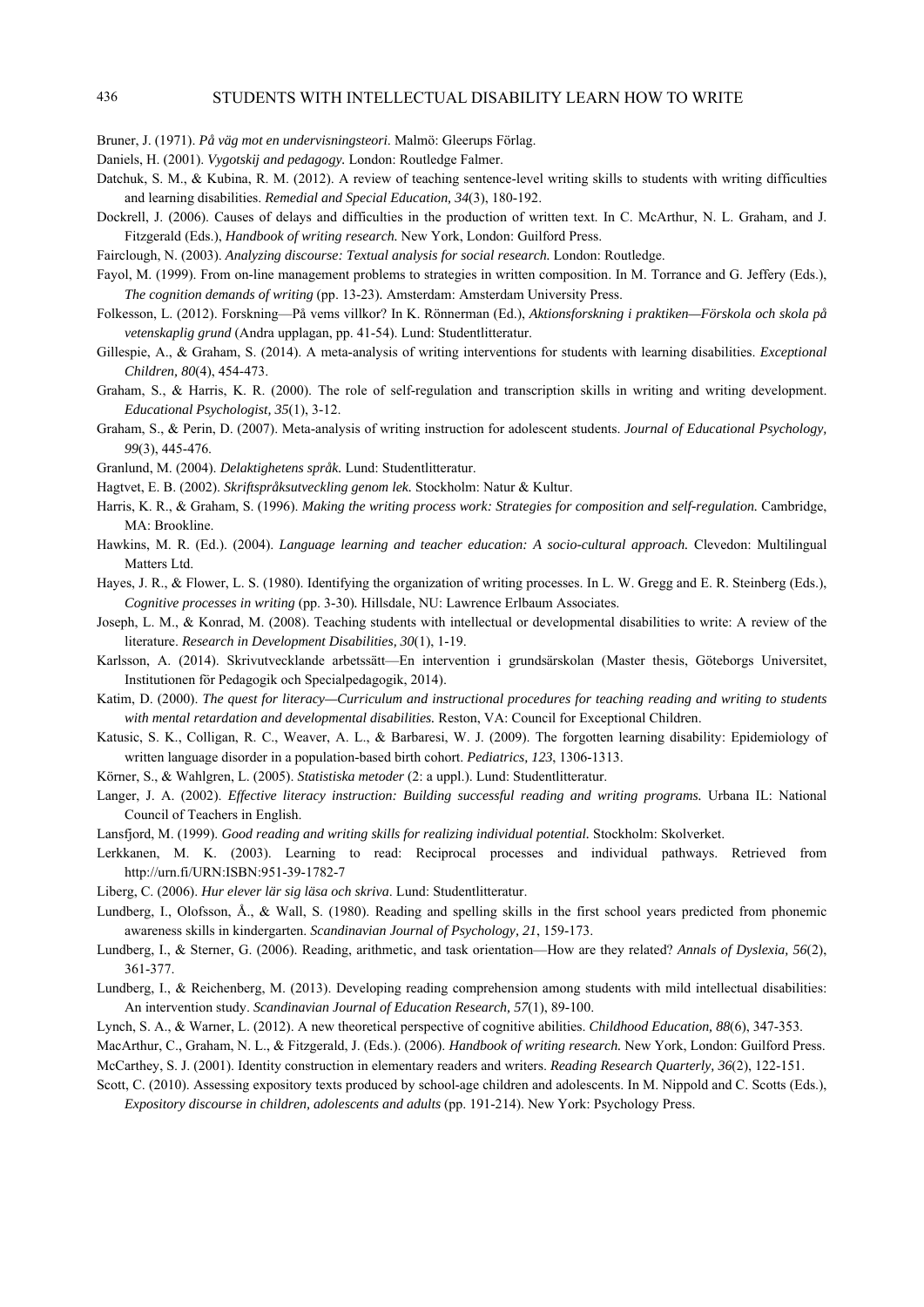Bruner, J. (1971). *På väg mot en undervisningsteori.* Malmö: Gleerups Förlag.

Daniels, H. (2001). *Vygotskij and pedagogy.* London: Routledge Falmer.

Datchuk, S. M., & Kubina, R. M. (2012). A review of teaching sentence-level writing skills to students with writing difficulties and learning disabilities. *Remedial and Special Education, 34*(3), 180-192.

Dockrell, J. (2006). Causes of delays and difficulties in the production of written text. In C. McArthur, N. L. Graham, and J. Fitzgerald (Eds.), *Handbook of writing research.* New York, London: Guilford Press.

Fairclough, N. (2003). *Analyzing discourse: Textual analysis for social research.* London: Routledge.

Fayol, M. (1999). From on-line management problems to strategies in written composition. In M. Torrance and G. Jeffery (Eds.), *The cognition demands of writing* (pp. 13-23). Amsterdam: Amsterdam University Press.

Folkesson, L. (2012). Forskning—På vems villkor? In K. Rönnerman (Ed.), *Aktionsforskning i praktiken—Förskola och skola på vetenskaplig grund* (Andra upplagan, pp. 41-54). Lund: Studentlitteratur.

Gillespie, A., & Graham, S. (2014). A meta-analysis of writing interventions for students with learning disabilities. *Exceptional Children, 80*(4), 454-473.

Graham, S., & Harris, K. R. (2000). The role of self-regulation and transcription skills in writing and writing development. *Educational Psychologist, 35*(1), 3-12.

Graham, S., & Perin, D. (2007). Meta-analysis of writing instruction for adolescent students. *Journal of Educational Psychology, 99*(3), 445-476.

Granlund, M. (2004). *Delaktighetens språk.* Lund: Studentlitteratur.

Hagtvet, E. B. (2002). *Skriftspråksutveckling genom lek.* Stockholm: Natur & Kultur.

Harris, K. R., & Graham, S. (1996). *Making the writing process work: Strategies for composition and self-regulation.* Cambridge, MA: Brookline.

Hawkins, M. R. (Ed.). (2004). *Language learning and teacher education: A socio-cultural approach.* Clevedon: Multilingual Matters Ltd.

Hayes, J. R., & Flower, L. S. (1980). Identifying the organization of writing processes. In L. W. Gregg and E. R. Steinberg (Eds.), *Cognitive processes in writing* (pp. 3-30). Hillsdale, NU: Lawrence Erlbaum Associates.

Joseph, L. M., & Konrad, M. (2008). Teaching students with intellectual or developmental disabilities to write: A review of the literature. *Research in Development Disabilities, 30*(1), 1-19.

Karlsson, A. (2014). Skrivutvecklande arbetssätt—En intervention i grundsärskolan (Master thesis, Göteborgs Universitet, Institutionen för Pedagogik och Specialpedagogik, 2014).

Katim, D. (2000). *The quest for literacy—Curriculum and instructional procedures for teaching reading and writing to students with mental retardation and developmental disabilities.* Reston, VA: Council for Exceptional Children.

Katusic, S. K., Colligan, R. C., Weaver, A. L., & Barbaresi, W. J. (2009). The forgotten learning disability: Epidemiology of written language disorder in a population-based birth cohort. *Pediatrics, 123*, 1306-1313.

Körner, S., & Wahlgren, L. (2005). *Statistiska metoder* (2: a uppl.). Lund: Studentlitteratur.

Langer, J. A. (2002). *Effective literacy instruction: Building successful reading and writing programs.* Urbana IL: National Council of Teachers in English.

Lansfjord, M. (1999). *Good reading and writing skills for realizing individual potential.* Stockholm: Skolverket.

Lerkkanen, M. K. (2003). Learning to read: Reciprocal processes and individual pathways. Retrieved from http://urn.fi/URN:ISBN:951-39-1782-7

Liberg, C. (2006). *Hur elever lär sig läsa och skriva*. Lund: Studentlitteratur.

Lundberg, I., Olofsson, Å., & Wall, S. (1980). Reading and spelling skills in the first school years predicted from phonemic awareness skills in kindergarten. *Scandinavian Journal of Psychology, 21*, 159-173.

Lundberg, I., & Sterner, G. (2006). Reading, arithmetic, and task orientation—How are they related? *Annals of Dyslexia, 56*(2), 361-377.

Lundberg, I., & Reichenberg, M. (2013). Developing reading comprehension among students with mild intellectual disabilities: An intervention study. *Scandinavian Journal of Education Research, 57*(1), 89-100.

Lynch, S. A., & Warner, L. (2012). A new theoretical perspective of cognitive abilities. *Childhood Education, 88*(6), 347-353.

MacArthur, C., Graham, N. L., & Fitzgerald, J. (Eds.). (2006). *Handbook of writing research.* New York, London: Guilford Press.

McCarthey, S. J. (2001). Identity construction in elementary readers and writers. *Reading Research Quarterly, 36*(2), 122-151.

Scott, C. (2010). Assessing expository texts produced by school-age children and adolescents. In M. Nippold and C. Scotts (Eds.), *Expository discourse in children, adolescents and adults* (pp. 191-214). New York: Psychology Press.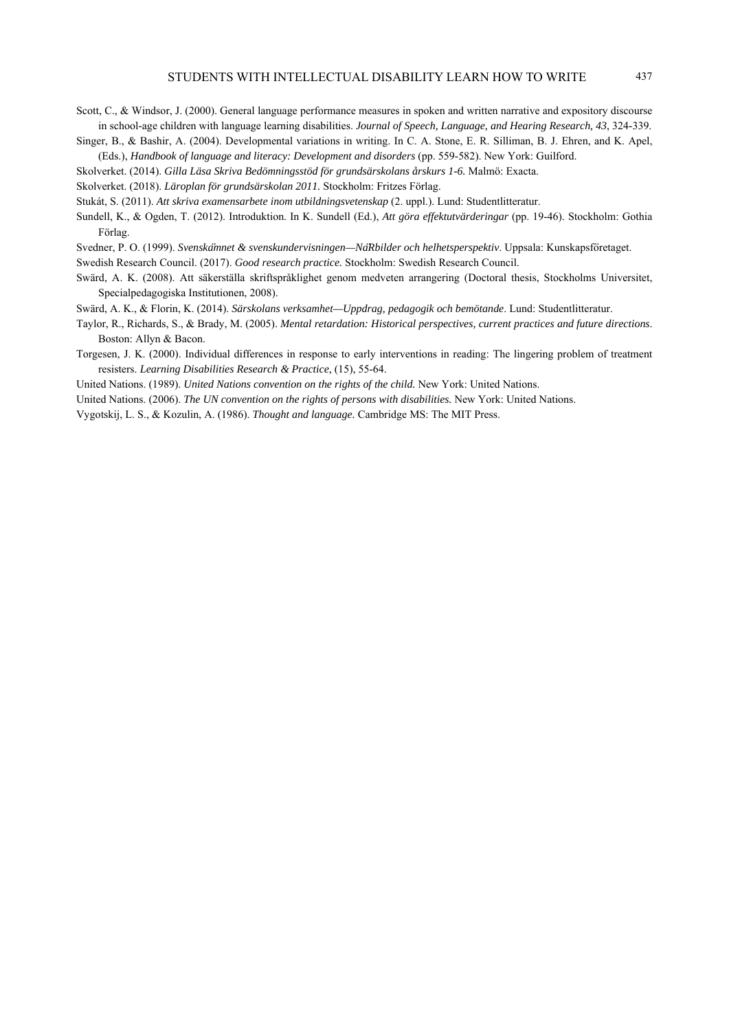Scott, C., & Windsor, J. (2000). General language performance measures in spoken and written narrative and expository discourse in school-age children with language learning disabilities. *Journal of Speech, Language, and Hearing Research, 43*, 324-339.

Singer, B., & Bashir, A. (2004). Developmental variations in writing. In C. A. Stone, E. R. Silliman, B. J. Ehren, and K. Apel, (Eds.), *Handbook of language and literacy: Development and disorders* (pp. 559-582). New York: Guilford.

Skolverket. (2014). *Gilla Läsa Skriva Bedömningsstöd för grundsärskolans årskurs 1-6.* Malmö: Exacta.

Skolverket. (2018). *Läroplan för grundsärskolan 2011.* Stockholm: Fritzes Förlag.

Stukát, S. (2011). *Att skriva examensarbete inom utbildningsvetenskap* (2. uppl.). Lund: Studentlitteratur.

Sundell, K., & Ogden, T. (2012). Introduktion. In K. Sundell (Ed.), *Att göra effektutvärderingar* (pp. 19-46). Stockholm: Gothia Förlag.

Svedner, P. O. (1999). *Svenskámnet & svenskundervisningen—NáRbilder och helhetsperspektiv*. Uppsala: Kunskapsföretaget.

Swedish Research Council. (2017). *Good research practice.* Stockholm: Swedish Research Council.

Swärd, A. K. (2008). Att säkerställa skriftspråklighet genom medveten arrangering (Doctoral thesis, Stockholms Universitet, Specialpedagogiska Institutionen, 2008).

Swärd, A. K., & Florin, K. (2014). *Särskolans verksamhet—Uppdrag, pedagogik och bemötande*. Lund: Studentlitteratur.

Taylor, R., Richards, S., & Brady, M. (2005). *Mental retardation: Historical perspectives, current practices and future directions*. Boston: Allyn & Bacon.

Torgesen, J. K. (2000). Individual differences in response to early interventions in reading: The lingering problem of treatment resisters. *Learning Disabilities Research & Practice*, (15), 55-64.

United Nations. (1989). *United Nations convention on the rights of the child.* New York: United Nations.

United Nations. (2006). *The UN convention on the rights of persons with disabilities.* New York: United Nations.

Vygotskij, L. S., & Kozulin, A. (1986). *Thought and language.* Cambridge MS: The MIT Press.